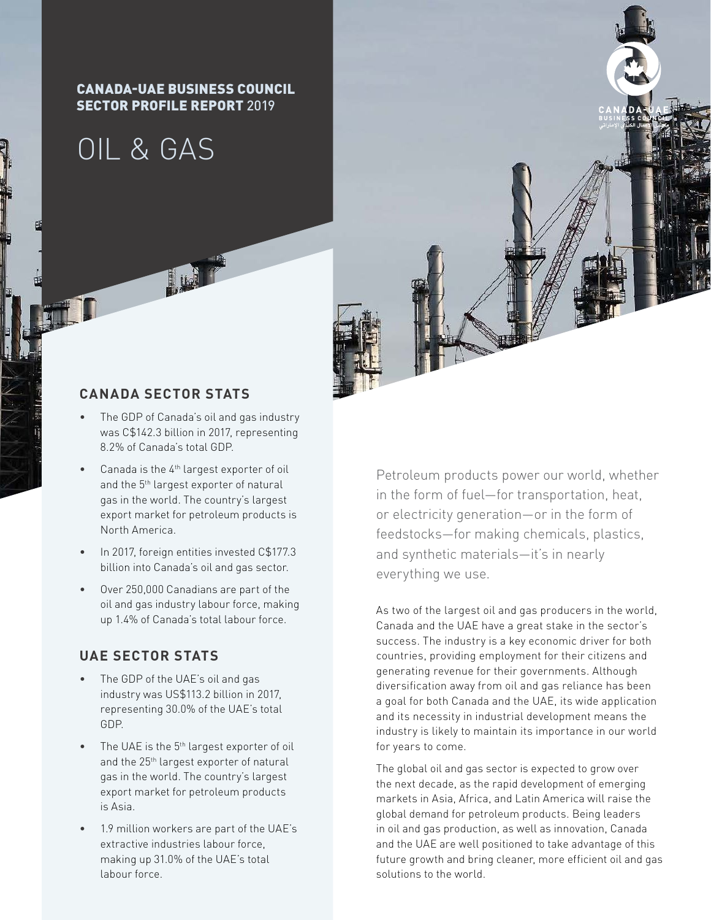CANADA-UAE BUSINESS COUNCIL
SECTOR PROFILE REPORT 2019

# OIL & GAS

## CANADA SECTOR STATS

- The GDP of Canada's oil and gas industry was C$142.3 billion in 2017, representing 8.2% of Canada's total GDP.
- Canada is the 4th largest exporter of oil and the 5th largest exporter of natural gas in the world. The country's largest export market for petroleum products is North America.
- In 2017, foreign entities invested C$177.3 billion into Canada's oil and gas sector.
- Over 250,000 Canadians are part of the oil and gas industry labour force, making up 1.4% of Canada's total labour force.

## UAE SECTOR STATS

- The GDP of the UAE's oil and gas industry was US$113.2 billion in 2017, representing 30.0% of the UAE's total GDP.
- The UAE is the 5th largest exporter of oil and the 25th largest exporter of natural gas in the world. The country's largest export market for petroleum products is Asia.
- 1.9 million workers are part of the UAE's extractive industries labour force, making up 31.0% of the UAE's total labour force.

Petroleum products power our world, whether in the form of fuel—for transportation, heat, or electricity generation—or in the form of feedstocks—for making chemicals, plastics, and synthetic materials—it's in nearly everything we use.

As two of the largest oil and gas producers in the world, Canada and the UAE have a great stake in the sector's success. The industry is a key economic driver for both countries, providing employment for their citizens and generating revenue for their governments. Although diversification away from oil and gas reliance has been a goal for both Canada and the UAE, its wide application and its necessity in industrial development means the industry is likely to maintain its importance in our world for years to come.

The global oil and gas sector is expected to grow over the next decade, as the rapid development of emerging markets in Asia, Africa, and Latin America will raise the global demand for petroleum products. Being leaders in oil and gas production, as well as innovation, Canada and the UAE are well positioned to take advantage of this future growth and bring cleaner, more efficient oil and gas solutions to the world.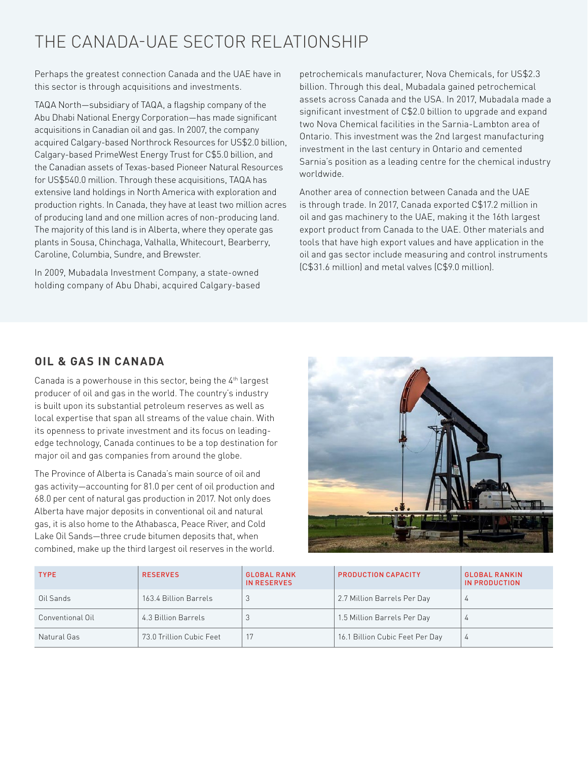# THE CANADA-UAE SECTOR RELATIONSHIP

Perhaps the greatest connection Canada and the UAE have in this sector is through acquisitions and investments.

TAQA North—subsidiary of TAQA, a flagship company of the Abu Dhabi National Energy Corporation—has made significant acquisitions in Canadian oil and gas. In 2007, the company acquired Calgary-based Northrock Resources for US$2.0 billion, Calgary-based PrimeWest Energy Trust for C$5.0 billion, and the Canadian assets of Texas-based Pioneer Natural Resources for US$540.0 million. Through these acquisitions, TAQA has extensive land holdings in North America with exploration and production rights. In Canada, they have at least two million acres of producing land and one million acres of non-producing land. The majority of this land is in Alberta, where they operate gas plants in Sousa, Chinchaga, Valhalla, Whitecourt, Bearberry, Caroline, Columbia, Sundre, and Brewster.

In 2009, Mubadala Investment Company, a state-owned holding company of Abu Dhabi, acquired Calgary-based petrochemicals manufacturer, Nova Chemicals, for US$2.3 billion. Through this deal, Mubadala gained petrochemical assets across Canada and the USA. In 2017, Mubadala made a significant investment of C$2.0 billion to upgrade and expand two Nova Chemical facilities in the Sarnia-Lambton area of Ontario. This investment was the 2nd largest manufacturing investment in the last century in Ontario and cemented Sarnia's position as a leading centre for the chemical industry worldwide.

Another area of connection between Canada and the UAE is through trade. In 2017, Canada exported C$17.2 million in oil and gas machinery to the UAE, making it the 16th largest export product from Canada to the UAE. Other materials and tools that have high export values and have application in the oil and gas sector include measuring and control instruments (C$31.6 million) and metal valves (C$9.0 million).

## OIL & GAS IN CANADA

Canada is a powerhouse in this sector, being the 4th largest producer of oil and gas in the world. The country's industry is built upon its substantial petroleum reserves as well as local expertise that span all streams of the value chain. With its openness to private investment and its focus on leading-edge technology, Canada continues to be a top destination for major oil and gas companies from around the globe.

The Province of Alberta is Canada's main source of oil and gas activity—accounting for 81.0 per cent of oil production and 68.0 per cent of natural gas production in 2017. Not only does Alberta have major deposits in conventional oil and natural gas, it is also home to the Athabasca, Peace River, and Cold Lake Oil Sands—three crude bitumen deposits that, when combined, make up the third largest oil reserves in the world.

| TYPE | RESERVES | GLOBAL RANK IN RESERVES | PRODUCTION CAPACITY | GLOBAL RANKIN IN PRODUCTION |
|---|---|---|---|---|
| Oil Sands | 163.4 Billion Barrels | 3 | 2.7 Million Barrels Per Day | 4 |
| Conventional Oil | 4.3 Billion Barrels | 3 | 1.5 Million Barrels Per Day | 4 |
| Natural Gas | 73.0 Trillion Cubic Feet | 17 | 16.1 Billion Cubic Feet Per Day | 4 |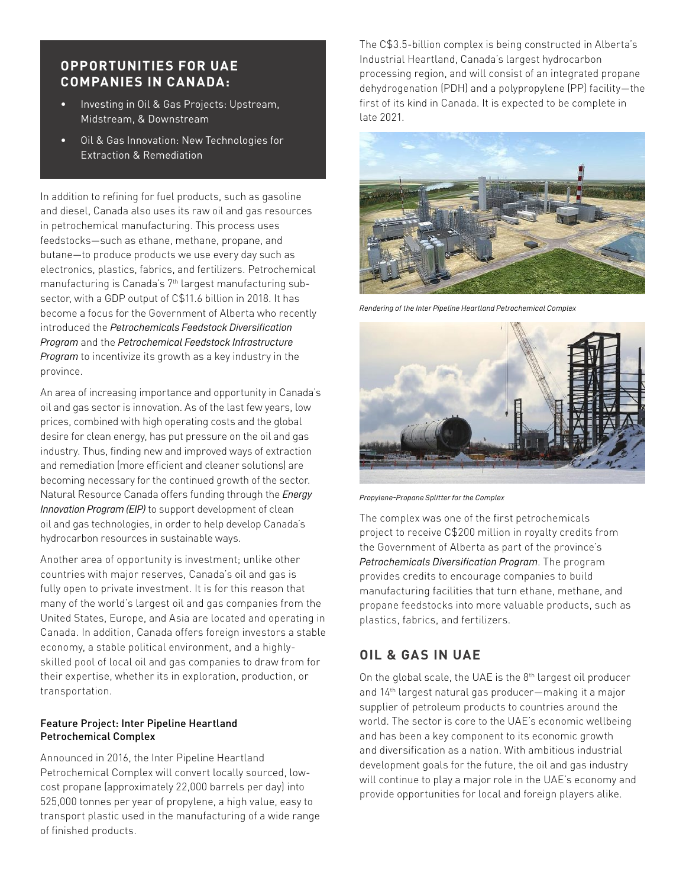## OPPORTUNITIES FOR UAE COMPANIES IN CANADA:

- Investing in Oil & Gas Projects: Upstream, Midstream, & Downstream
- Oil & Gas Innovation: New Technologies for Extraction & Remediation

In addition to refining for fuel products, such as gasoline and diesel, Canada also uses its raw oil and gas resources in petrochemical manufacturing. This process uses feedstocks—such as ethane, methane, propane, and butane—to produce products we use every day such as electronics, plastics, fabrics, and fertilizers. Petrochemical manufacturing is Canada's 7th largest manufacturing sub-sector, with a GDP output of C$11.6 billion in 2018. It has become a focus for the Government of Alberta who recently introduced the *Petrochemicals Feedstock Diversification Program* and the *Petrochemical Feedstock Infrastructure Program* to incentivize its growth as a key industry in the province.

An area of increasing importance and opportunity in Canada's oil and gas sector is innovation. As of the last few years, low prices, combined with high operating costs and the global desire for clean energy, has put pressure on the oil and gas industry. Thus, finding new and improved ways of extraction and remediation (more efficient and cleaner solutions) are becoming necessary for the continued growth of the sector. Natural Resource Canada offers funding through the *Energy Innovation Program (EIP)* to support development of clean oil and gas technologies, in order to help develop Canada's hydrocarbon resources in sustainable ways.

Another area of opportunity is investment; unlike other countries with major reserves, Canada's oil and gas is fully open to private investment. It is for this reason that many of the world's largest oil and gas companies from the United States, Europe, and Asia are located and operating in Canada. In addition, Canada offers foreign investors a stable economy, a stable political environment, and a highly-skilled pool of local oil and gas companies to draw from for their expertise, whether its in exploration, production, or transportation.

### Feature Project: Inter Pipeline Heartland Petrochemical Complex

Announced in 2016, the Inter Pipeline Heartland Petrochemical Complex will convert locally sourced, low-cost propane (approximately 22,000 barrels per day) into 525,000 tonnes per year of propylene, a high value, easy to transport plastic used in the manufacturing of a wide range of finished products.

The C$3.5-billion complex is being constructed in Alberta's Industrial Heartland, Canada's largest hydrocarbon processing region, and will consist of an integrated propane dehydrogenation (PDH) and a polypropylene (PP) facility—the first of its kind in Canada. It is expected to be complete in late 2021.

*Rendering of the Inter Pipeline Heartland Petrochemical Complex*

*Propylene-Propane Splitter for the Complex*

The complex was one of the first petrochemicals project to receive C$200 million in royalty credits from the Government of Alberta as part of the province's *Petrochemicals Diversification Program*. The program provides credits to encourage companies to build manufacturing facilities that turn ethane, methane, and propane feedstocks into more valuable products, such as plastics, fabrics, and fertilizers.

## OIL & GAS IN UAE

On the global scale, the UAE is the 8th largest oil producer and 14th largest natural gas producer—making it a major supplier of petroleum products to countries around the world. The sector is core to the UAE's economic wellbeing and has been a key component to its economic growth and diversification as a nation. With ambitious industrial development goals for the future, the oil and gas industry will continue to play a major role in the UAE's economy and provide opportunities for local and foreign players alike.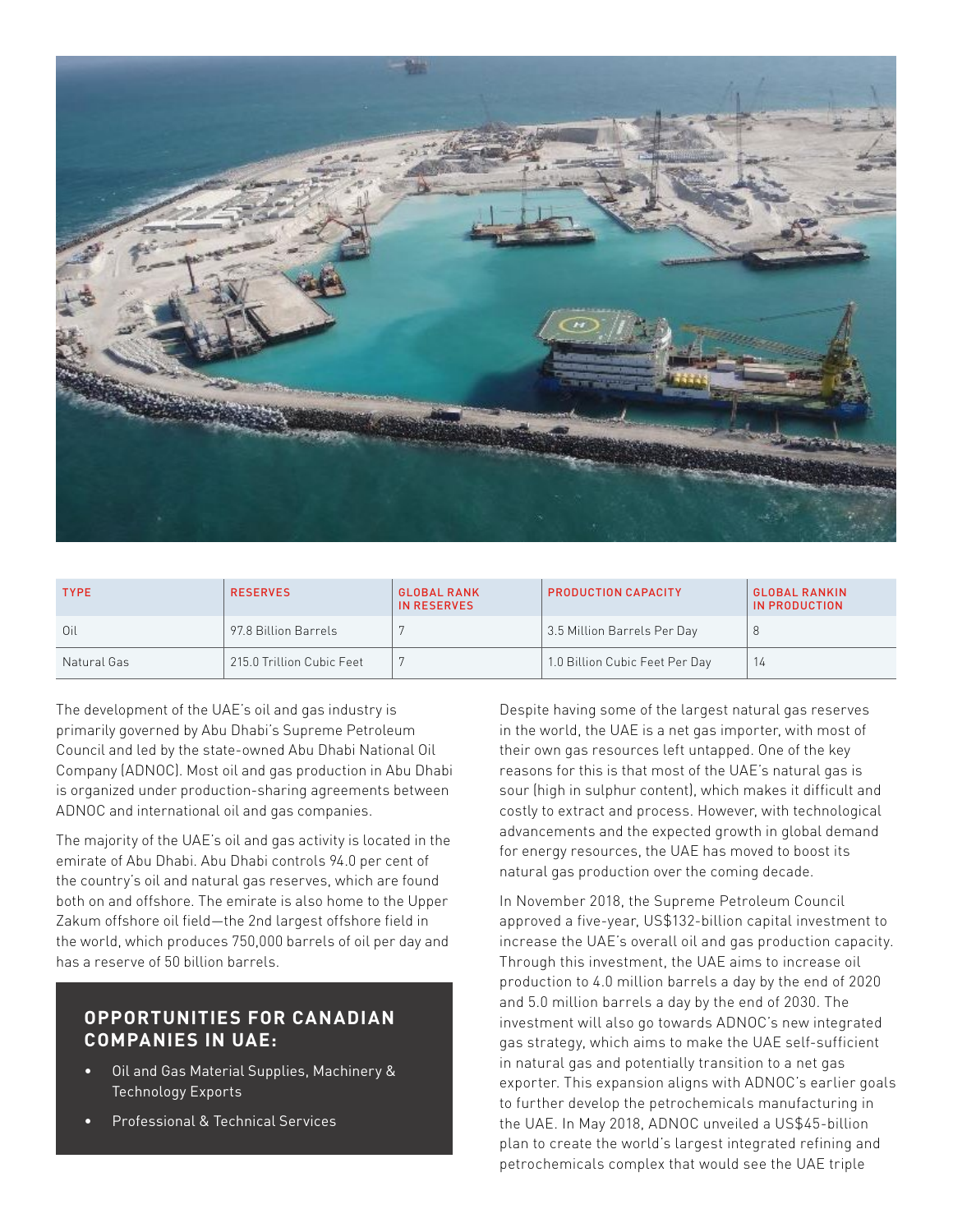| TYPE | RESERVES | GLOBAL RANK IN RESERVES | PRODUCTION CAPACITY | GLOBAL RANKIN IN PRODUCTION |
|---|---|---|---|---|
| Oil | 97.8 Billion Barrels | 7 | 3.5 Million Barrels Per Day | 8 |
| Natural Gas | 215.0 Trillion Cubic Feet | 7 | 1.0 Billion Cubic Feet Per Day | 14 |

The development of the UAE's oil and gas industry is primarily governed by Abu Dhabi's Supreme Petroleum Council and led by the state-owned Abu Dhabi National Oil Company (ADNOC). Most oil and gas production in Abu Dhabi is organized under production-sharing agreements between ADNOC and international oil and gas companies.

The majority of the UAE's oil and gas activity is located in the emirate of Abu Dhabi. Abu Dhabi controls 94.0 per cent of the country's oil and natural gas reserves, which are found both on and offshore. The emirate is also home to the Upper Zakum offshore oil field—the 2nd largest offshore field in the world, which produces 750,000 barrels of oil per day and has a reserve of 50 billion barrels.

## OPPORTUNITIES FOR CANADIAN COMPANIES IN UAE:

- Oil and Gas Material Supplies, Machinery & Technology Exports
- Professional & Technical Services

Despite having some of the largest natural gas reserves in the world, the UAE is a net gas importer, with most of their own gas resources left untapped. One of the key reasons for this is that most of the UAE's natural gas is sour (high in sulphur content), which makes it difficult and costly to extract and process. However, with technological advancements and the expected growth in global demand for energy resources, the UAE has moved to boost its natural gas production over the coming decade.

In November 2018, the Supreme Petroleum Council approved a five-year, US$132-billion capital investment to increase the UAE's overall oil and gas production capacity. Through this investment, the UAE aims to increase oil production to 4.0 million barrels a day by the end of 2020 and 5.0 million barrels a day by the end of 2030. The investment will also go towards ADNOC's new integrated gas strategy, which aims to make the UAE self-sufficient in natural gas and potentially transition to a net gas exporter. This expansion aligns with ADNOC's earlier goals to further develop the petrochemicals manufacturing in the UAE. In May 2018, ADNOC unveiled a US$45-billion plan to create the world's largest integrated refining and petrochemicals complex that would see the UAE triple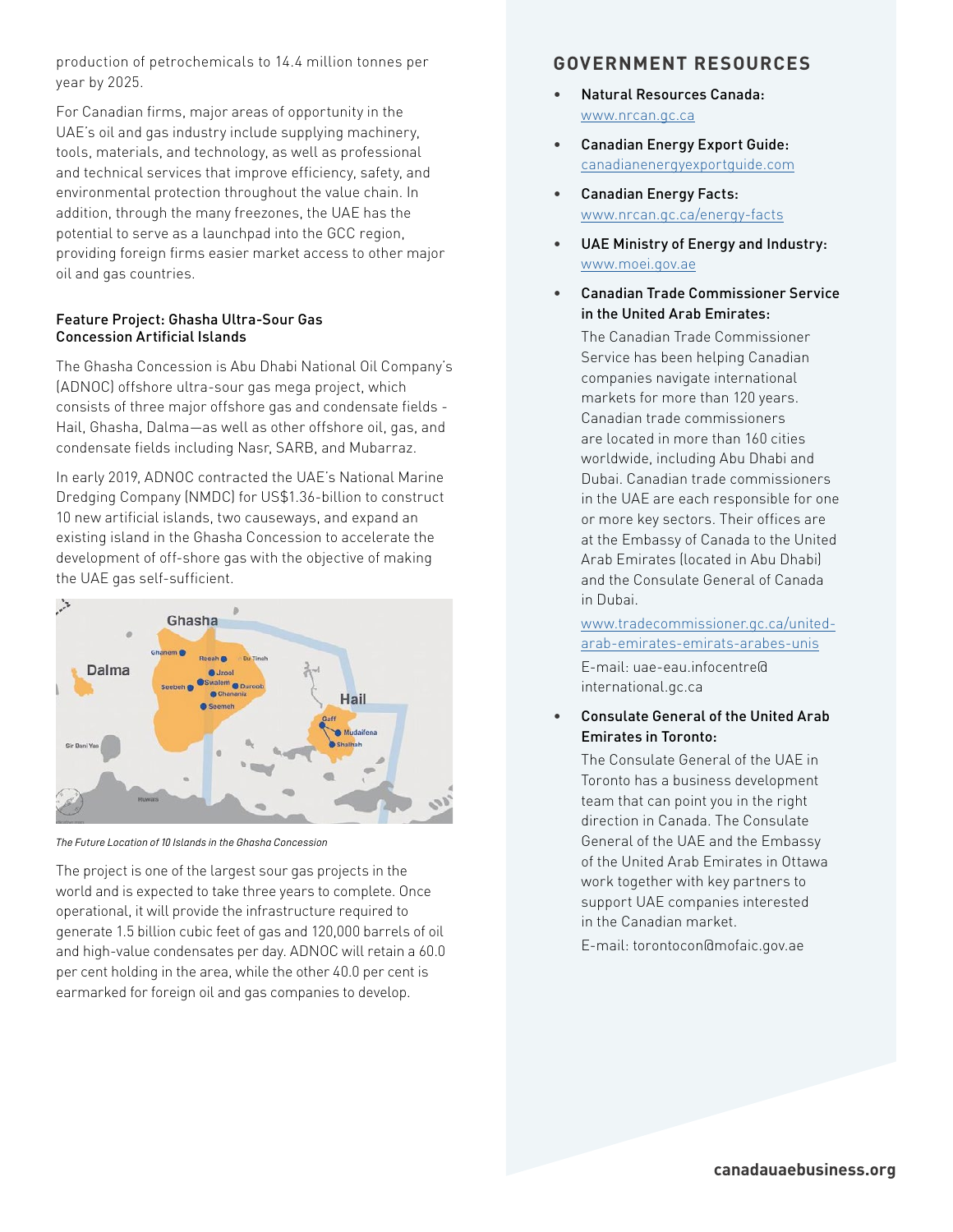production of petrochemicals to 14.4 million tonnes per year by 2025.

For Canadian firms, major areas of opportunity in the UAE's oil and gas industry include supplying machinery, tools, materials, and technology, as well as professional and technical services that improve efficiency, safety, and environmental protection throughout the value chain. In addition, through the many freezones, the UAE has the potential to serve as a launchpad into the GCC region, providing foreign firms easier market access to other major oil and gas countries.

### Feature Project: Ghasha Ultra-Sour Gas Concession Artificial Islands

The Ghasha Concession is Abu Dhabi National Oil Company's (ADNOC) offshore ultra-sour gas mega project, which consists of three major offshore gas and condensate fields - Hail, Ghasha, Dalma—as well as other offshore oil, gas, and condensate fields including Nasr, SARB, and Mubarraz.

In early 2019, ADNOC contracted the UAE's National Marine Dredging Company (NMDC) for US$1.36-billion to construct 10 new artificial islands, two causeways, and expand an existing island in the Ghasha Concession to accelerate the development of off-shore gas with the objective of making the UAE gas self-sufficient.

Ghasha
Ghanem
Reeah
Bu Tinah
Jzool
Dalma
Seebeh
Swalem
Dureeb
Chenania
Seemeh
Hail
Gaff
Mudaifena
Shalmah
Sir Bani Yas
Ruwais

*The Future Location of 10 Islands in the Ghasha Concession*

The project is one of the largest sour gas projects in the world and is expected to take three years to complete. Once operational, it will provide the infrastructure required to generate 1.5 billion cubic feet of gas and 120,000 barrels of oil and high-value condensates per day. ADNOC will retain a 60.0 per cent holding in the area, while the other 40.0 per cent is earmarked for foreign oil and gas companies to develop.

## GOVERNMENT RESOURCES

- **Natural Resources Canada:**
  www.nrcan.gc.ca
- **Canadian Energy Export Guide:**
  canadianenergyexportguide.com
- **Canadian Energy Facts:**
  www.nrcan.gc.ca/energy-facts
- **UAE Ministry of Energy and Industry:**
  www.moei.gov.ae
- **Canadian Trade Commissioner Service in the United Arab Emirates:**
  The Canadian Trade Commissioner Service has been helping Canadian companies navigate international markets for more than 120 years. Canadian trade commissioners are located in more than 160 cities worldwide, including Abu Dhabi and Dubai. Canadian trade commissioners in the UAE are each responsible for one or more key sectors. Their offices are at the Embassy of Canada to the United Arab Emirates (located in Abu Dhabi) and the Consulate General of Canada in Dubai.

  www.tradecommissioner.gc.ca/united-arab-emirates-emirats-arabes-unis

  E-mail: uae-eau.infocentre@international.gc.ca
- **Consulate General of the United Arab Emirates in Toronto:**
  The Consulate General of the UAE in Toronto has a business development team that can point you in the right direction in Canada. The Consulate General of the UAE and the Embassy of the United Arab Emirates in Ottawa work together with key partners to support UAE companies interested in the Canadian market.

  E-mail: torontocon@mofaic.gov.ae